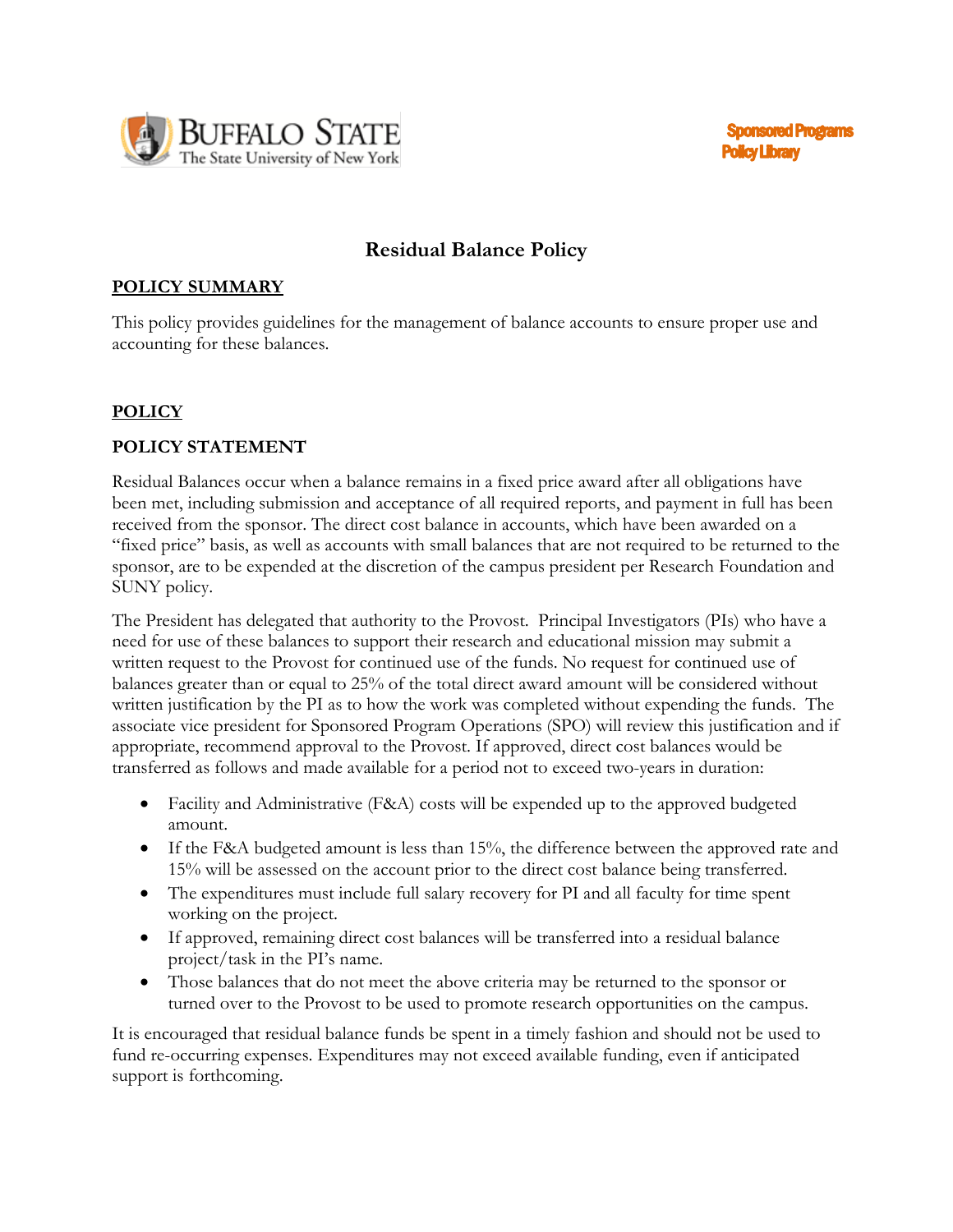Buffalo State — The State University of New York

Sponsored Programs Policy Library

# Residual Balance Policy

## POLICY SUMMARY

This policy provides guidelines for the management of balance accounts to ensure proper use and accounting for these balances.

## POLICY

### POLICY STATEMENT

Residual Balances occur when a balance remains in a fixed price award after all obligations have been met, including submission and acceptance of all required reports, and payment in full has been received from the sponsor. The direct cost balance in accounts, which have been awarded on a "fixed price" basis, as well as accounts with small balances that are not required to be returned to the sponsor, are to be expended at the discretion of the campus president per Research Foundation and SUNY policy.

The President has delegated that authority to the Provost. Principal Investigators (PIs) who have a need for use of these balances to support their research and educational mission may submit a written request to the Provost for continued use of the funds. No request for continued use of balances greater than or equal to 25% of the total direct award amount will be considered without written justification by the PI as to how the work was completed without expending the funds. The associate vice president for Sponsored Program Operations (SPO) will review this justification and if appropriate, recommend approval to the Provost. If approved, direct cost balances would be transferred as follows and made available for a period not to exceed two-years in duration:

- Facility and Administrative (F&A) costs will be expended up to the approved budgeted amount.
- If the F&A budgeted amount is less than 15%, the difference between the approved rate and 15% will be assessed on the account prior to the direct cost balance being transferred.
- The expenditures must include full salary recovery for PI and all faculty for time spent working on the project.
- If approved, remaining direct cost balances will be transferred into a residual balance project/task in the PI's name.
- Those balances that do not meet the above criteria may be returned to the sponsor or turned over to the Provost to be used to promote research opportunities on the campus.

It is encouraged that residual balance funds be spent in a timely fashion and should not be used to fund re-occurring expenses. Expenditures may not exceed available funding, even if anticipated support is forthcoming.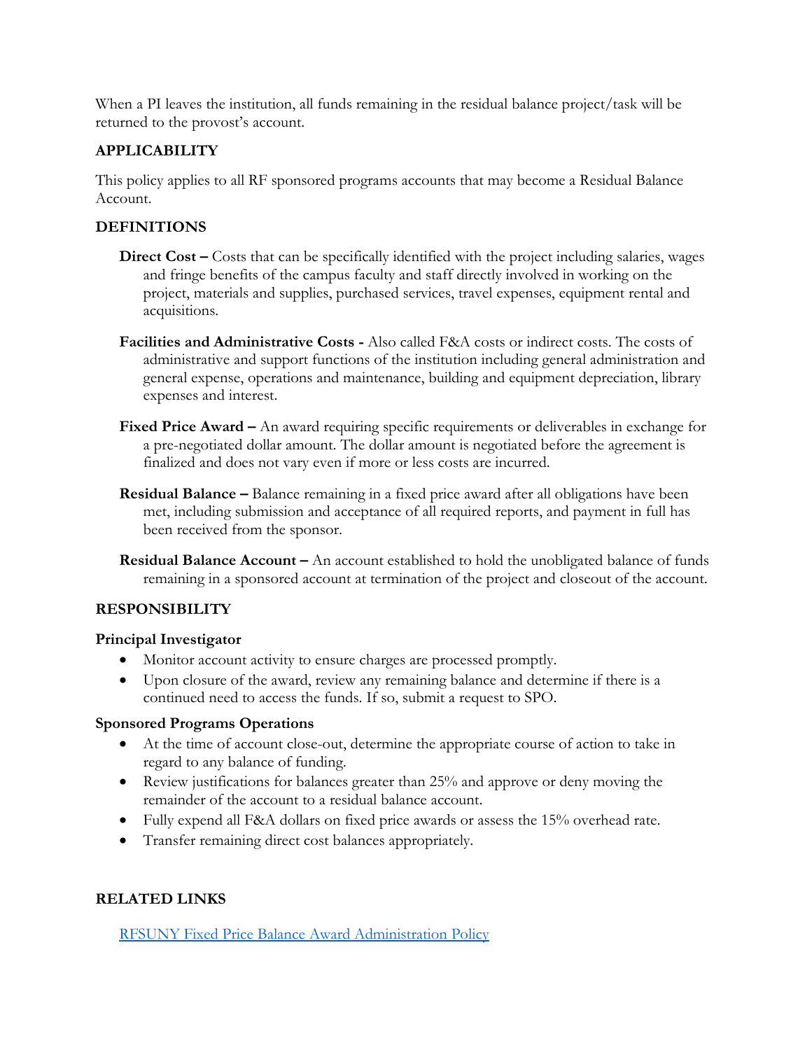When a PI leaves the institution, all funds remaining in the residual balance project/task will be returned to the provost's account.

## APPLICABILITY

This policy applies to all RF sponsored programs accounts that may become a Residual Balance Account.

## DEFINITIONS

**Direct Cost –** Costs that can be specifically identified with the project including salaries, wages and fringe benefits of the campus faculty and staff directly involved in working on the project, materials and supplies, purchased services, travel expenses, equipment rental and acquisitions.

**Facilities and Administrative Costs -** Also called F&A costs or indirect costs. The costs of administrative and support functions of the institution including general administration and general expense, operations and maintenance, building and equipment depreciation, library expenses and interest.

**Fixed Price Award –** An award requiring specific requirements or deliverables in exchange for a pre-negotiated dollar amount. The dollar amount is negotiated before the agreement is finalized and does not vary even if more or less costs are incurred.

**Residual Balance –** Balance remaining in a fixed price award after all obligations have been met, including submission and acceptance of all required reports, and payment in full has been received from the sponsor.

**Residual Balance Account –** An account established to hold the unobligated balance of funds remaining in a sponsored account at termination of the project and closeout of the account.

## RESPONSIBILITY

### Principal Investigator

- Monitor account activity to ensure charges are processed promptly.
- Upon closure of the award, review any remaining balance and determine if there is a continued need to access the funds. If so, submit a request to SPO.

### Sponsored Programs Operations

- At the time of account close-out, determine the appropriate course of action to take in regard to any balance of funding.
- Review justifications for balances greater than 25% and approve or deny moving the remainder of the account to a residual balance account.
- Fully expend all F&A dollars on fixed price awards or assess the 15% overhead rate.
- Transfer remaining direct cost balances appropriately.

## RELATED LINKS

RFSUNY Fixed Price Balance Award Administration Policy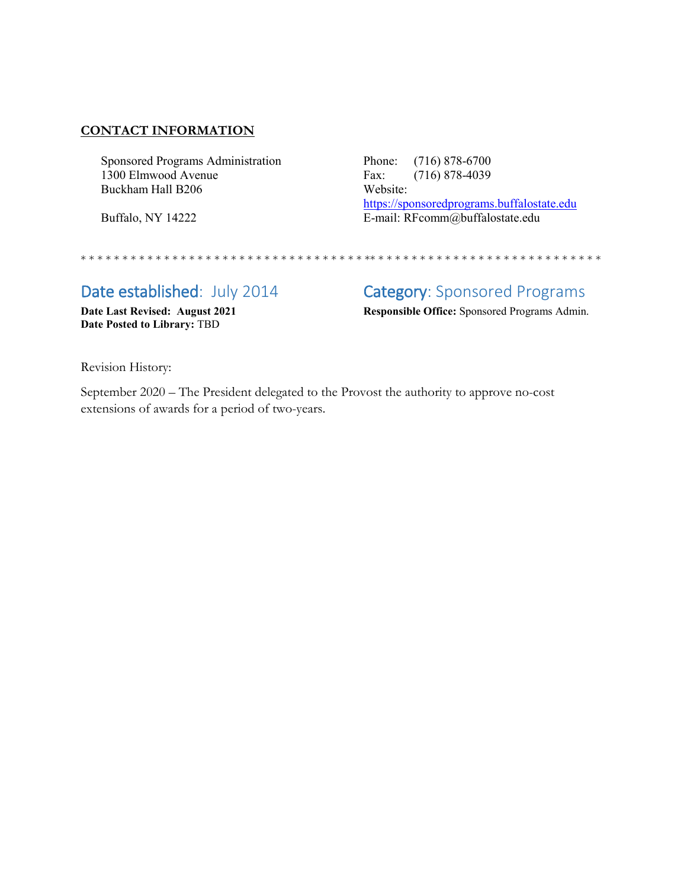## CONTACT INFORMATION

Sponsored Programs Administration
1300 Elmwood Avenue
Buckham Hall B206

Buffalo, NY 14222

Phone: (716) 878-6700
Fax: (716) 878-4039
Website: https://sponsoredprograms.buffalostate.edu
E-mail: RFcomm@buffalostate.edu

* * * * * * * * * * * * * * * * * * * * * * * * * * * * * * * * * * * * * * * * * * * * * * * * * * * * * * * * * * * * * * *

**Date established**: July 2014

**Date Last Revised: August 2021**

**Date Posted to Library:** TBD

**Category**: Sponsored Programs

**Responsible Office:** Sponsored Programs Admin.

Revision History:

September 2020 – The President delegated to the Provost the authority to approve no-cost extensions of awards for a period of two-years.